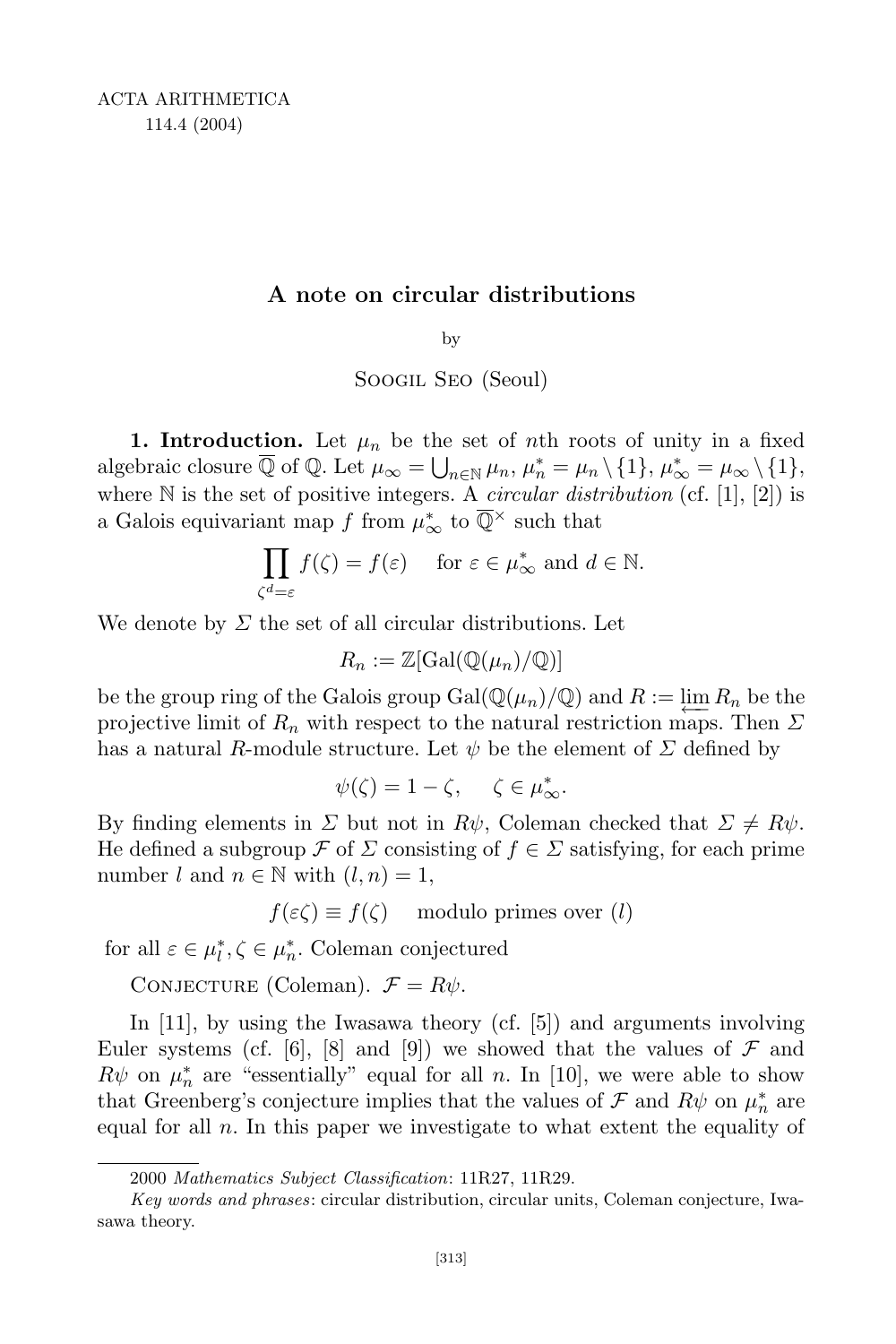# A note on circular distributions

by

Soogil Seo (Seoul)

**1. Introduction.** Let $\mu_n$ be the set of $n$th roots of unity in a fixed algebraic closure $\overline{\mathbb{Q}}$ of $\mathbb{Q}$. Let $\mu_\infty = \bigcup_{n\in\mathbb{N}} \mu_n$, $\mu_n^* = \mu_n \setminus \{1\}$, $\mu_\infty^* = \mu_\infty \setminus \{1\}$, where $\mathbb{N}$ is the set of positive integers. A *circular distribution* (cf. [1], [2]) is a Galois equivariant map $f$ from $\mu_\infty^*$ to $\overline{\mathbb{Q}}^\times$ such that

$$\prod_{\zeta^d=\varepsilon} f(\zeta) = f(\varepsilon) \quad \text{for } \varepsilon \in \mu_\infty^* \text{ and } d \in \mathbb{N}.$$

We denote by $\Sigma$ the set of all circular distributions. Let

$$R_n := \mathbb{Z}[\mathrm{Gal}(\mathbb{Q}(\mu_n)/\mathbb{Q})]$$

be the group ring of the Galois group $\mathrm{Gal}(\mathbb{Q}(\mu_n)/\mathbb{Q})$ and $R := \varprojlim R_n$ be the projective limit of $R_n$ with respect to the natural restriction maps. Then $\Sigma$ has a natural $R$-module structure. Let $\psi$ be the element of $\Sigma$ defined by

$$\psi(\zeta) = 1 - \zeta, \quad \zeta \in \mu_\infty^*.$$

By finding elements in $\Sigma$ but not in $R\psi$, Coleman checked that $\Sigma \neq R\psi$. He defined a subgroup $\mathcal{F}$ of $\Sigma$ consisting of $f \in \Sigma$ satisfying, for each prime number $l$ and $n \in \mathbb{N}$ with $(l, n) = 1$,

$$f(\varepsilon\zeta) \equiv f(\zeta) \quad \text{modulo primes over } (l)$$

for all $\varepsilon \in \mu_l^*, \zeta \in \mu_n^*$. Coleman conjectured

Conjecture (Coleman). $\mathcal{F} = R\psi$.

In [11], by using the Iwasawa theory (cf. [5]) and arguments involving Euler systems (cf. [6], [8] and [9]) we showed that the values of $\mathcal{F}$ and $R\psi$ on $\mu_n^*$ are "essentially" equal for all $n$. In [10], we were able to show that Greenberg's conjecture implies that the values of $\mathcal{F}$ and $R\psi$ on $\mu_n^*$ are equal for all $n$. In this paper we investigate to what extent the equality of

2000 *Mathematics Subject Classification*: 11R27, 11R29.

*Key words and phrases*: circular distribution, circular units, Coleman conjecture, Iwasawa theory.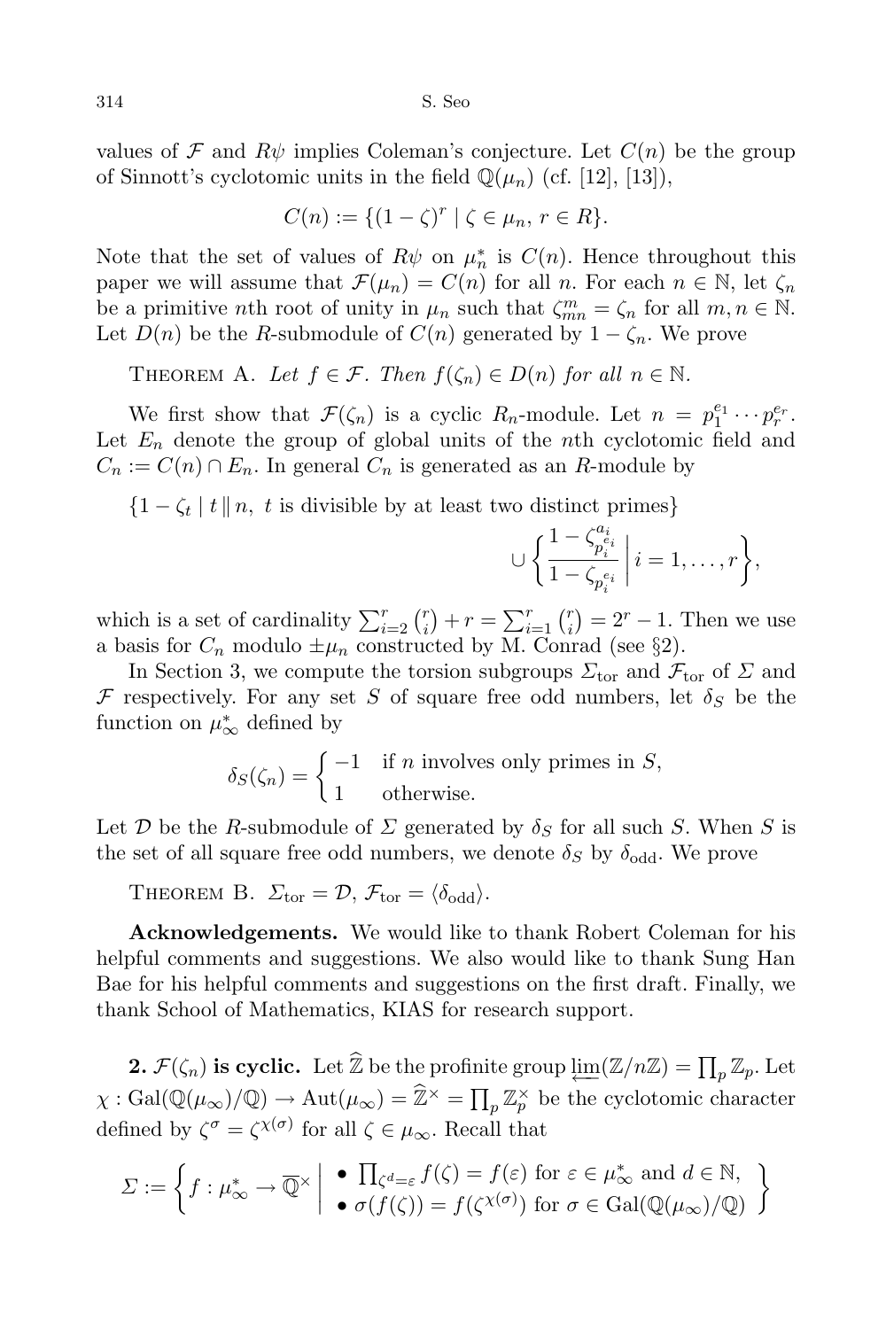values of $\mathcal{F}$ and $R\psi$ implies Coleman's conjecture. Let $C(n)$ be the group of Sinnott's cyclotomic units in the field $\mathbb{Q}(\mu_n)$ (cf. [12], [13]),

$$C(n) := \{(1-\zeta)^r \mid \zeta \in \mu_n,\, r \in R\}.$$

Note that the set of values of $R\psi$ on $\mu_n^*$ is $C(n)$. Hence throughout this paper we will assume that $\mathcal{F}(\mu_n) = C(n)$ for all $n$. For each $n \in \mathbb{N}$, let $\zeta_n$ be a primitive $n$th root of unity in $\mu_n$ such that $\zeta_{mn}^m = \zeta_n$ for all $m, n \in \mathbb{N}$. Let $D(n)$ be the $R$-submodule of $C(n)$ generated by $1 - \zeta_n$. We prove

Theorem A. *Let $f \in \mathcal{F}$. Then $f(\zeta_n) \in D(n)$ for all $n \in \mathbb{N}$.*

We first show that $\mathcal{F}(\zeta_n)$ is a cyclic $R_n$-module. Let $n = p_1^{e_1} \cdots p_r^{e_r}$. Let $E_n$ denote the group of global units of the $n$th cyclotomic field and $C_n := C(n) \cap E_n$. In general $C_n$ is generated as an $R$-module by

$$\{1 - \zeta_t \mid t \,\|\, n,\ t \text{ is divisible by at least two distinct primes}\} \cup \left\{ \frac{1 - \zeta_{p_i^{e_i}}^{a_i}}{1 - \zeta_{p_i^{e_i}}} \,\middle|\, i = 1, \ldots, r \right\},$$

which is a set of cardinality $\sum_{i=2}^r \binom{r}{i} + r = \sum_{i=1}^r \binom{r}{i} = 2^r - 1$. Then we use a basis for $C_n$ modulo $\pm\mu_n$ constructed by M. Conrad (see §2).

In Section 3, we compute the torsion subgroups $\Sigma_{\mathrm{tor}}$ and $\mathcal{F}_{\mathrm{tor}}$ of $\Sigma$ and $\mathcal{F}$ respectively. For any set $S$ of square free odd numbers, let $\delta_S$ be the function on $\mu_\infty^*$ defined by

$$\delta_S(\zeta_n) = \begin{cases} -1 & \text{if } n \text{ involves only primes in } S, \\ 1 & \text{otherwise.} \end{cases}$$

Let $\mathcal{D}$ be the $R$-submodule of $\Sigma$ generated by $\delta_S$ for all such $S$. When $S$ is the set of all square free odd numbers, we denote $\delta_S$ by $\delta_{\mathrm{odd}}$. We prove

Theorem B. $\Sigma_{\mathrm{tor}} = \mathcal{D}$, $\mathcal{F}_{\mathrm{tor}} = \langle \delta_{\mathrm{odd}} \rangle$.

**Acknowledgements.** We would like to thank Robert Coleman for his helpful comments and suggestions. We also would like to thank Sung Han Bae for his helpful comments and suggestions on the first draft. Finally, we thank School of Mathematics, KIAS for research support.

## 2. $\mathcal{F}(\zeta_n)$ is cyclic.

Let $\widehat{\mathbb{Z}}$ be the profinite group $\varprojlim(\mathbb{Z}/n\mathbb{Z}) = \prod_p \mathbb{Z}_p$. Let $\chi : \mathrm{Gal}(\mathbb{Q}(\mu_\infty)/\mathbb{Q}) \to \mathrm{Aut}(\mu_\infty) = \widehat{\mathbb{Z}}^\times = \prod_p \mathbb{Z}_p^\times$ be the cyclotomic character defined by $\zeta^\sigma = \zeta^{\chi(\sigma)}$ for all $\zeta \in \mu_\infty$. Recall that

$$\Sigma := \left\{ f : \mu_\infty^* \to \overline{\mathbb{Q}}^\times \,\middle|\, \begin{array}{l} \bullet\ \prod_{\zeta^d = \varepsilon} f(\zeta) = f(\varepsilon) \text{ for } \varepsilon \in \mu_\infty^* \text{ and } d \in \mathbb{N}, \\ \bullet\ \sigma(f(\zeta)) = f(\zeta^{\chi(\sigma)}) \text{ for } \sigma \in \mathrm{Gal}(\mathbb{Q}(\mu_\infty)/\mathbb{Q}) \end{array} \right\}$$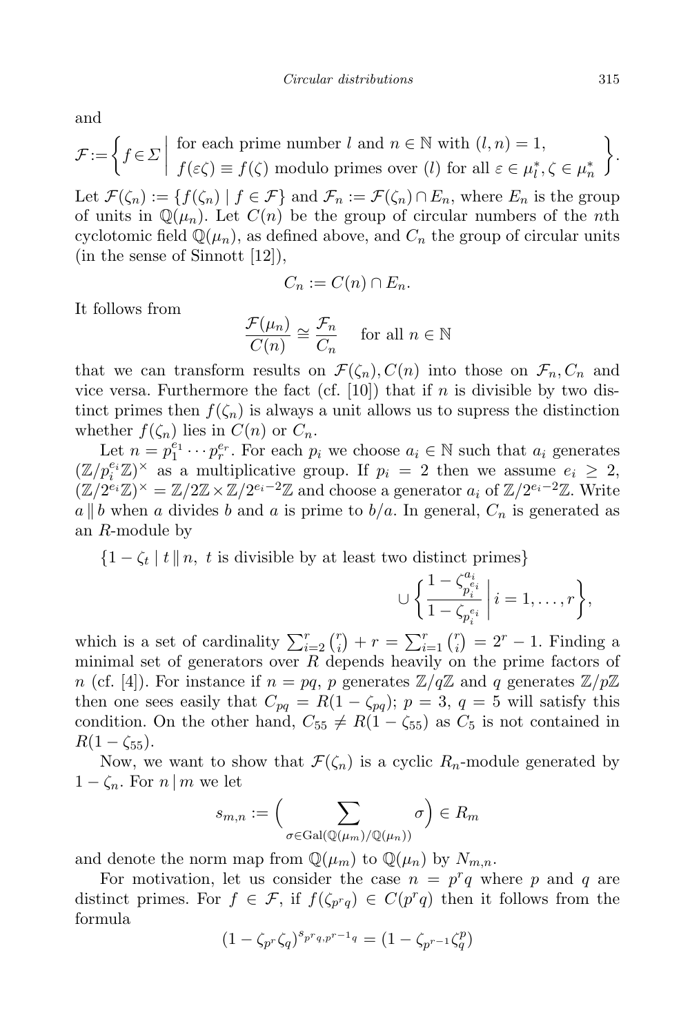and

$$\mathcal{F} := \left\{ f \in \Sigma \;\middle|\; \begin{array}{l} \text{for each prime number } l \text{ and } n \in \mathbb{N} \text{ with } (l,n) = 1, \\ f(\varepsilon\zeta) \equiv f(\zeta) \text{ modulo primes over } (l) \text{ for all } \varepsilon \in \mu_l^*, \zeta \in \mu_n^* \end{array} \right\}.$$

Let $\mathcal{F}(\zeta_n) := \{f(\zeta_n) \mid f \in \mathcal{F}\}$ and $\mathcal{F}_n := \mathcal{F}(\zeta_n) \cap E_n$, where $E_n$ is the group of units in $\mathbb{Q}(\mu_n)$. Let $C(n)$ be the group of circular numbers of the $n$th cyclotomic field $\mathbb{Q}(\mu_n)$, as defined above, and $C_n$ the group of circular units (in the sense of Sinnott [12]),

$$C_n := C(n) \cap E_n.$$

It follows from

$$\frac{\mathcal{F}(\mu_n)}{C(n)} \cong \frac{\mathcal{F}_n}{C_n} \quad \text{for all } n \in \mathbb{N}$$

that we can transform results on $\mathcal{F}(\zeta_n), C(n)$ into those on $\mathcal{F}_n, C_n$ and vice versa. Furthermore the fact (cf. [10]) that if $n$ is divisible by two distinct primes then $f(\zeta_n)$ is always a unit allows us to supress the distinction whether $f(\zeta_n)$ lies in $C(n)$ or $C_n$.

Let $n = p_1^{e_1} \cdots p_r^{e_r}$. For each $p_i$ we choose $a_i \in \mathbb{N}$ such that $a_i$ generates $(\mathbb{Z}/p_i^{e_i}\mathbb{Z})^\times$ as a multiplicative group. If $p_i = 2$ then we assume $e_i \geq 2$, $(\mathbb{Z}/2^{e_i}\mathbb{Z})^\times = \mathbb{Z}/2\mathbb{Z} \times \mathbb{Z}/2^{e_i-2}\mathbb{Z}$ and choose a generator $a_i$ of $\mathbb{Z}/2^{e_i-2}\mathbb{Z}$. Write $a \,\|\, b$ when $a$ divides $b$ and $a$ is prime to $b/a$. In general, $C_n$ is generated as an $R$-module by

$$\{1 - \zeta_t \mid t \,\|\, n,\ t \text{ is divisible by at least two distinct primes}\} \cup \left\{ \frac{1 - \zeta_{p_i^{e_i}}^{a_i}}{1 - \zeta_{p_i^{e_i}}} \;\middle|\; i = 1, \ldots, r \right\},$$

which is a set of cardinality $\sum_{i=2}^{r} \binom{r}{i} + r = \sum_{i=1}^{r} \binom{r}{i} = 2^r - 1$. Finding a minimal set of generators over $R$ depends heavily on the prime factors of $n$ (cf. [4]). For instance if $n = pq$, $p$ generates $\mathbb{Z}/q\mathbb{Z}$ and $q$ generates $\mathbb{Z}/p\mathbb{Z}$ then one sees easily that $C_{pq} = R(1 - \zeta_{pq})$; $p = 3$, $q = 5$ will satisfy this condition. On the other hand, $C_{55} \neq R(1 - \zeta_{55})$ as $C_5$ is not contained in $R(1 - \zeta_{55})$.

Now, we want to show that $\mathcal{F}(\zeta_n)$ is a cyclic $R_n$-module generated by $1 - \zeta_n$. For $n \mid m$ we let

$$s_{m,n} := \Big( \sum_{\sigma \in \mathrm{Gal}(\mathbb{Q}(\mu_m)/\mathbb{Q}(\mu_n))} \sigma \Big) \in R_m$$

and denote the norm map from $\mathbb{Q}(\mu_m)$ to $\mathbb{Q}(\mu_n)$ by $N_{m,n}$.

For motivation, let us consider the case $n = p^r q$ where $p$ and $q$ are distinct primes. For $f \in \mathcal{F}$, if $f(\zeta_{p^r q}) \in C(p^r q)$ then it follows from the formula

$$(1 - \zeta_{p^r} \zeta_q)^{s_{p^r q, p^{r-1} q}} = (1 - \zeta_{p^{r-1}} \zeta_q^p)$$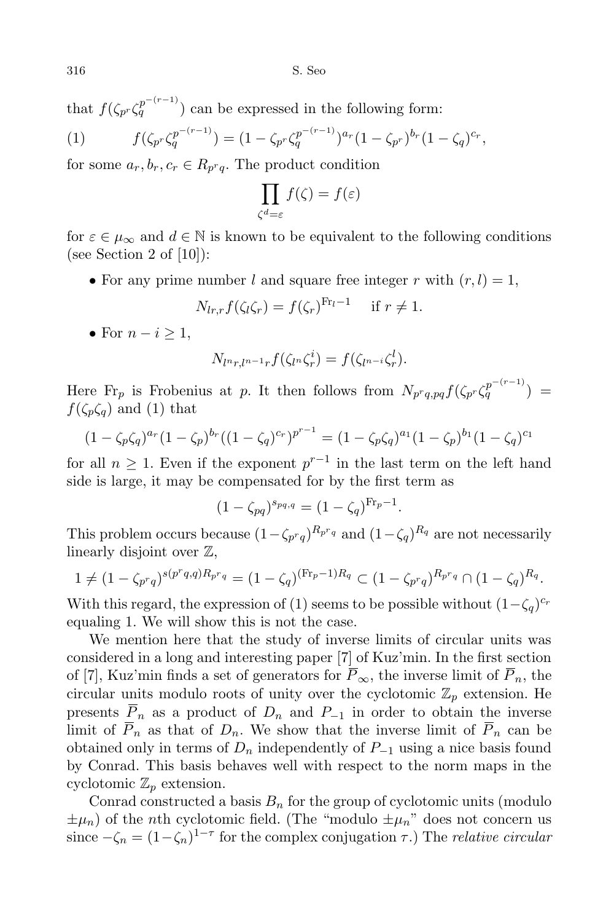that $f(\zeta_{p^r}\zeta_q^{p^{-(r-1)}})$ can be expressed in the following form:

$$(1) \qquad f(\zeta_{p^r}\zeta_q^{p^{-(r-1)}}) = (1-\zeta_{p^r}\zeta_q^{p^{-(r-1)}})^{a_r}(1-\zeta_{p^r})^{b_r}(1-\zeta_q)^{c_r},$$

for some $a_r, b_r, c_r \in R_{p^r q}$. The product condition

$$\prod_{\zeta^d = \varepsilon} f(\zeta) = f(\varepsilon)$$

for $\varepsilon \in \mu_\infty$ and $d \in \mathbb{N}$ is known to be equivalent to the following conditions (see Section 2 of [10]):

- For any prime number $l$ and square free integer $r$ with $(r,l)=1$,
$$N_{lr,r} f(\zeta_l \zeta_r) = f(\zeta_r)^{\mathrm{Fr}_l - 1} \quad \text{ if } r \neq 1.$$
- For $n - i \geq 1$,
$$N_{l^n r, l^{n-1} r} f(\zeta_{l^n}\zeta_r^i) = f(\zeta_{l^{n-i}}\zeta_r^l).$$

Here $\mathrm{Fr}_p$ is Frobenius at $p$. It then follows from $N_{p^r q, pq} f(\zeta_{p^r}\zeta_q^{p^{-(r-1)}}) = f(\zeta_p \zeta_q)$ and (1) that

$$(1-\zeta_p\zeta_q)^{a_r}(1-\zeta_p)^{b_r}((1-\zeta_q)^{c_r})^{p^{r-1}} = (1-\zeta_p\zeta_q)^{a_1}(1-\zeta_p)^{b_1}(1-\zeta_q)^{c_1}$$

for all $n \geq 1$. Even if the exponent $p^{r-1}$ in the last term on the left hand side is large, it may be compensated for by the first term as

$$(1-\zeta_{pq})^{s_{pq,q}} = (1-\zeta_q)^{\mathrm{Fr}_p - 1}.$$

This problem occurs because $(1-\zeta_{p^r q})^{R_{p^r q}}$ and $(1-\zeta_q)^{R_q}$ are not necessarily linearly disjoint over $\mathbb{Z}$,

$$1 \neq (1-\zeta_{p^r q})^{s(p^r q, q) R_{p^r q}} = (1-\zeta_q)^{(\mathrm{Fr}_p - 1)R_q} \subset (1-\zeta_{p^r q})^{R_{p^r q}} \cap (1-\zeta_q)^{R_q}.$$

With this regard, the expression of (1) seems to be possible without $(1-\zeta_q)^{c_r}$ equaling 1. We will show this is not the case.

We mention here that the study of inverse limits of circular units was considered in a long and interesting paper [7] of Kuz'min. In the first section of [7], Kuz'min finds a set of generators for $\overline{P}_\infty$, the inverse limit of $\overline{P}_n$, the circular units modulo roots of unity over the cyclotomic $\mathbb{Z}_p$ extension. He presents $\overline{P}_n$ as a product of $D_n$ and $P_{-1}$ in order to obtain the inverse limit of $\overline{P}_n$ as that of $D_n$. We show that the inverse limit of $\overline{P}_n$ can be obtained only in terms of $D_n$ independently of $P_{-1}$ using a nice basis found by Conrad. This basis behaves well with respect to the norm maps in the cyclotomic $\mathbb{Z}_p$ extension.

Conrad constructed a basis $B_n$ for the group of cyclotomic units (modulo $\pm\mu_n$) of the $n$th cyclotomic field. (The "modulo $\pm\mu_n$" does not concern us since $-\zeta_n = (1-\zeta_n)^{1-\tau}$ for the complex conjugation $\tau$.) The *relative circular*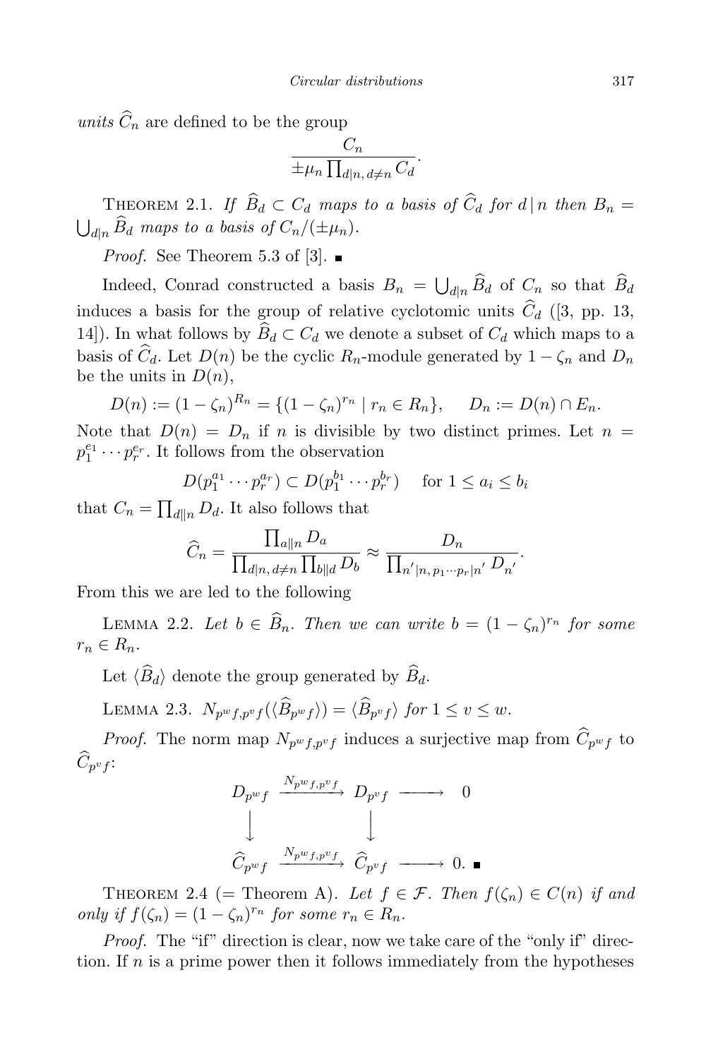*units* $\widehat{C}_n$ are defined to be the group

$$\frac{C_n}{\pm\mu_n \prod_{d|n,\, d\neq n} C_d}.$$

THEOREM 2.1. *If* $\widehat{B}_d \subset C_d$ *maps to a basis of* $\widehat{C}_d$ *for* $d\,|\,n$ *then* $B_n = \bigcup_{d|n} \widehat{B}_d$ *maps to a basis of* $C_n/(\pm\mu_n)$.

*Proof.* See Theorem 5.3 of [3]. ∎

Indeed, Conrad constructed a basis $B_n = \bigcup_{d|n} \widehat{B}_d$ of $C_n$ so that $\widehat{B}_d$ induces a basis for the group of relative cyclotomic units $\widehat{C}_d$ ([3, pp. 13, 14]). In what follows by $\widehat{B}_d \subset C_d$ we denote a subset of $C_d$ which maps to a basis of $\widehat{C}_d$. Let $D(n)$ be the cyclic $R_n$-module generated by $1-\zeta_n$ and $D_n$ be the units in $D(n)$,

$$D(n) := (1-\zeta_n)^{R_n} = \{(1-\zeta_n)^{r_n} \mid r_n \in R_n\}, \quad D_n := D(n) \cap E_n.$$

Note that $D(n) = D_n$ if $n$ is divisible by two distinct primes. Let $n = p_1^{e_1} \cdots p_r^{e_r}$. It follows from the observation

$$D(p_1^{a_1} \cdots p_r^{a_r}) \subset D(p_1^{b_1} \cdots p_r^{b_r}) \quad \text{for } 1 \le a_i \le b_i$$

that $C_n = \prod_{d\|n} D_d$. It also follows that

$$\widehat{C}_n = \frac{\prod_{a\|n} D_a}{\prod_{d|n,\, d\neq n} \prod_{b\|d} D_b} \approx \frac{D_n}{\prod_{n'|n,\, p_1\cdots p_r|n'} D_{n'}}.$$

From this we are led to the following

LEMMA 2.2. *Let* $b \in \widehat{B}_n$. *Then we can write* $b = (1-\zeta_n)^{r_n}$ *for some* $r_n \in R_n$.

Let $\langle \widehat{B}_d \rangle$ denote the group generated by $\widehat{B}_d$.

LEMMA 2.3. $N_{p^w f, p^v f}(\langle \widehat{B}_{p^w f} \rangle) = \langle \widehat{B}_{p^v f} \rangle$ *for* $1 \le v \le w$.

*Proof.* The norm map $N_{p^w f, p^v f}$ induces a surjective map from $\widehat{C}_{p^w f}$ to $\widehat{C}_{p^v f}$:

$$\begin{array}{ccccc} D_{p^w f} & \xrightarrow{N_{p^w f, p^v f}} & D_{p^v f} & \longrightarrow & 0 \\ \downarrow & & \downarrow & & \\ \widehat{C}_{p^w f} & \xrightarrow{N_{p^w f, p^v f}} & \widehat{C}_{p^v f} & \longrightarrow & 0. \end{array}$$

∎

THEOREM 2.4 (= Theorem A). *Let* $f \in \mathcal{F}$. *Then* $f(\zeta_n) \in C(n)$ *if and only if* $f(\zeta_n) = (1-\zeta_n)^{r_n}$ *for some* $r_n \in R_n$.

*Proof.* The "if" direction is clear, now we take care of the "only if" direction. If $n$ is a prime power then it follows immediately from the hypotheses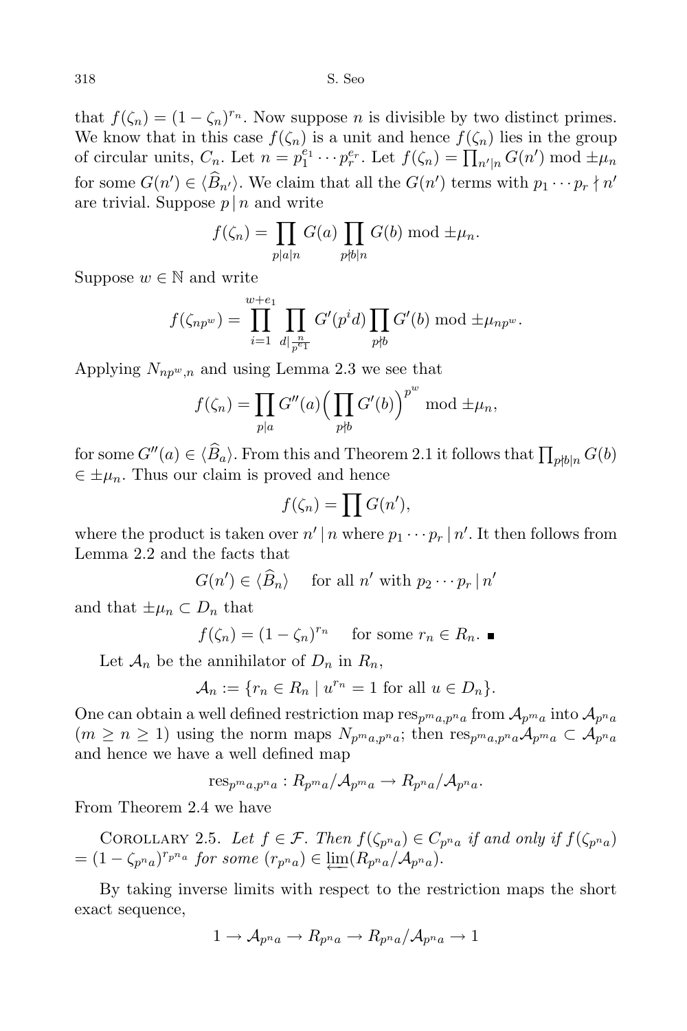that $f(\zeta_n) = (1-\zeta_n)^{r_n}$. Now suppose $n$ is divisible by two distinct primes. We know that in this case $f(\zeta_n)$ is a unit and hence $f(\zeta_n)$ lies in the group of circular units, $C_n$. Let $n = p_1^{e_1}\cdots p_r^{e_r}$. Let $f(\zeta_n) = \prod_{n'|n} G(n') \bmod \pm\mu_n$ for some $G(n') \in \langle \widehat{B}_{n'}\rangle$. We claim that all the $G(n')$ terms with $p_1\cdots p_r \nmid n'$ are trivial. Suppose $p\,|\,n$ and write

$$f(\zeta_n) = \prod_{p|a|n} G(a) \prod_{p\nmid b|n} G(b) \bmod \pm\mu_n.$$

Suppose $w \in \mathbb{N}$ and write

$$f(\zeta_{np^w}) = \prod_{i=1}^{w+e_1} \prod_{d|\frac{n}{p^{e_1}}} G'(p^i d) \prod_{p\nmid b} G'(b) \bmod \pm\mu_{np^w}.$$

Applying $N_{np^w,n}$ and using Lemma 2.3 we see that

$$f(\zeta_n) = \prod_{p|a} G''(a) \Big(\prod_{p\nmid b} G'(b)\Big)^{p^w} \bmod \pm\mu_n,$$

for some $G''(a) \in \langle \widehat{B}_a\rangle$. From this and Theorem 2.1 it follows that $\prod_{p\nmid b|n} G(b) \in \pm\mu_n$. Thus our claim is proved and hence

$$f(\zeta_n) = \prod G(n'),$$

where the product is taken over $n'\,|\,n$ where $p_1\cdots p_r\,|\,n'$. It then follows from Lemma 2.2 and the facts that

$$G(n') \in \langle \widehat{B}_n\rangle \quad \text{ for all } n' \text{ with } p_2\cdots p_r\,|\,n'$$

and that $\pm\mu_n \subset D_n$ that

$$f(\zeta_n) = (1-\zeta_n)^{r_n} \quad \text{ for some } r_n \in R_n. \ \blacksquare$$

Let $\mathcal{A}_n$ be the annihilator of $D_n$ in $R_n$,

$$\mathcal{A}_n := \{r_n \in R_n \mid u^{r_n} = 1 \text{ for all } u \in D_n\}.$$

One can obtain a well defined restriction map $\mathrm{res}_{p^m a, p^n a}$ from $\mathcal{A}_{p^m a}$ into $\mathcal{A}_{p^n a}$ $(m \geq n \geq 1)$ using the norm maps $N_{p^m a, p^n a}$; then $\mathrm{res}_{p^m a, p^n a}\mathcal{A}_{p^m a} \subset \mathcal{A}_{p^n a}$ and hence we have a well defined map

$$\mathrm{res}_{p^m a, p^n a} : R_{p^m a}/\mathcal{A}_{p^m a} \to R_{p^n a}/\mathcal{A}_{p^n a}.$$

From Theorem 2.4 we have

Corollary 2.5. *Let $f \in \mathcal{F}$. Then $f(\zeta_{p^n a}) \in C_{p^n a}$ if and only if $f(\zeta_{p^n a}) = (1-\zeta_{p^n a})^{r_{p^n a}}$ for some $(r_{p^n a}) \in \varprojlim (R_{p^n a}/\mathcal{A}_{p^n a})$.*

By taking inverse limits with respect to the restriction maps the short exact sequence,

$$1 \to \mathcal{A}_{p^n a} \to R_{p^n a} \to R_{p^n a}/\mathcal{A}_{p^n a} \to 1$$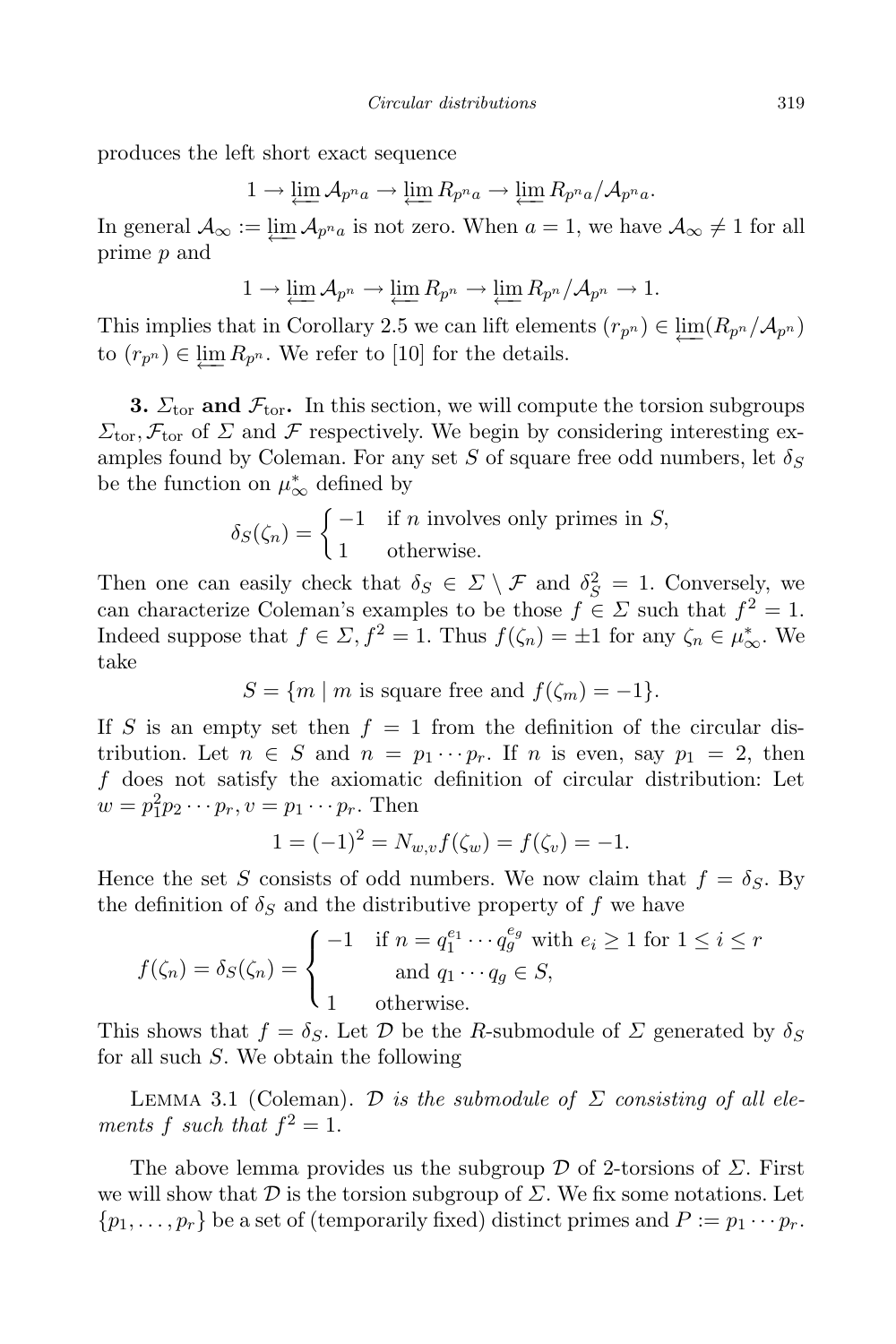produces the left short exact sequence

$$1 \to \varprojlim \mathcal{A}_{p^n a} \to \varprojlim R_{p^n a} \to \varprojlim R_{p^n a}/\mathcal{A}_{p^n a}.$$

In general $\mathcal{A}_\infty := \varprojlim \mathcal{A}_{p^n a}$ is not zero. When $a = 1$, we have $\mathcal{A}_\infty \neq 1$ for all prime $p$ and

$$1 \to \varprojlim \mathcal{A}_{p^n} \to \varprojlim R_{p^n} \to \varprojlim R_{p^n}/\mathcal{A}_{p^n} \to 1.$$

This implies that in Corollary 2.5 we can lift elements $(r_{p^n}) \in \varprojlim (R_{p^n}/\mathcal{A}_{p^n})$ to $(r_{p^n}) \in \varprojlim R_{p^n}$. We refer to [10] for the details.

**3. $\Sigma_{\mathrm{tor}}$ and $\mathcal{F}_{\mathrm{tor}}$.** In this section, we will compute the torsion subgroups $\Sigma_{\mathrm{tor}}, \mathcal{F}_{\mathrm{tor}}$ of $\Sigma$ and $\mathcal{F}$ respectively. We begin by considering interesting examples found by Coleman. For any set $S$ of square free odd numbers, let $\delta_S$ be the function on $\mu_\infty^*$ defined by

$$\delta_S(\zeta_n) = \begin{cases} -1 & \text{if } n \text{ involves only primes in } S, \\ 1 & \text{otherwise.} \end{cases}$$

Then one can easily check that $\delta_S \in \Sigma \setminus \mathcal{F}$ and $\delta_S^2 = 1$. Conversely, we can characterize Coleman's examples to be those $f \in \Sigma$ such that $f^2 = 1$. Indeed suppose that $f \in \Sigma, f^2 = 1$. Thus $f(\zeta_n) = \pm 1$ for any $\zeta_n \in \mu_\infty^*$. We take

$$S = \{m \mid m \text{ is square free and } f(\zeta_m) = -1\}.$$

If $S$ is an empty set then $f = 1$ from the definition of the circular distribution. Let $n \in S$ and $n = p_1 \cdots p_r$. If $n$ is even, say $p_1 = 2$, then $f$ does not satisfy the axiomatic definition of circular distribution: Let $w = p_1^2 p_2 \cdots p_r, v = p_1 \cdots p_r$. Then

$$1 = (-1)^2 = N_{w,v} f(\zeta_w) = f(\zeta_v) = -1.$$

Hence the set $S$ consists of odd numbers. We now claim that $f = \delta_S$. By the definition of $\delta_S$ and the distributive property of $f$ we have

$$f(\zeta_n) = \delta_S(\zeta_n) = \begin{cases} -1 & \text{if } n = q_1^{e_1} \cdots q_g^{e_g} \text{ with } e_i \geq 1 \text{ for } 1 \leq i \leq r \\ & \quad \text{and } q_1 \cdots q_g \in S, \\ 1 & \text{otherwise.} \end{cases}$$

This shows that $f = \delta_S$. Let $\mathcal{D}$ be the $R$-submodule of $\Sigma$ generated by $\delta_S$ for all such $S$. We obtain the following

Lemma 3.1 (Coleman). *$\mathcal{D}$ is the submodule of $\Sigma$ consisting of all elements $f$ such that $f^2 = 1$.*

The above lemma provides us the subgroup $\mathcal{D}$ of 2-torsions of $\Sigma$. First we will show that $\mathcal{D}$ is the torsion subgroup of $\Sigma$. We fix some notations. Let $\{p_1, \ldots, p_r\}$ be a set of (temporarily fixed) distinct primes and $P := p_1 \cdots p_r$.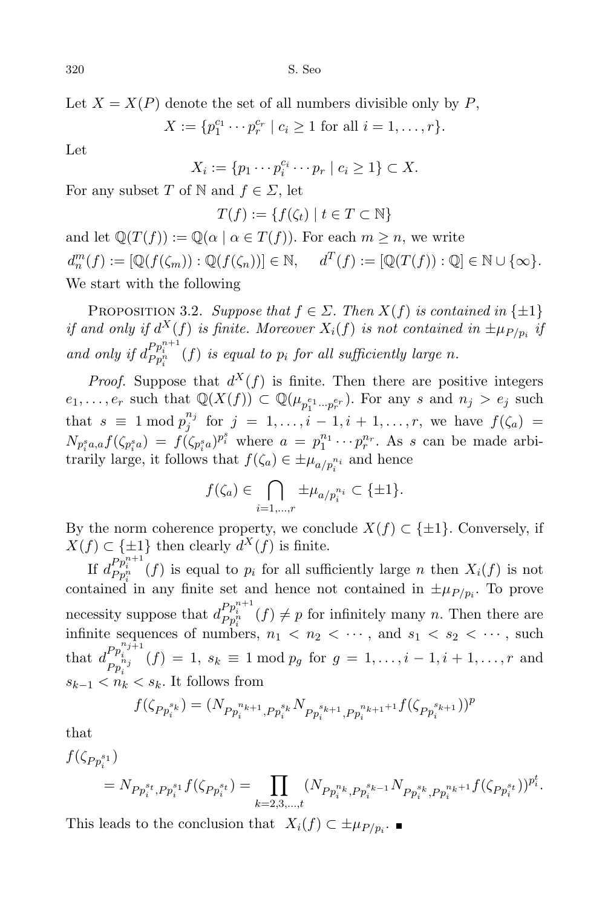Let $X = X(P)$ denote the set of all numbers divisible only by $P$,

$$X := \{p_1^{c_1} \cdots p_r^{c_r} \mid c_i \geq 1 \text{ for all } i = 1, \ldots, r\}.$$

Let

$$X_i := \{p_1 \cdots p_i^{c_i} \cdots p_r \mid c_i \geq 1\} \subset X.$$

For any subset $T$ of $\mathbb{N}$ and $f \in \Sigma$, let

$$T(f) := \{f(\zeta_t) \mid t \in T \subset \mathbb{N}\}$$

and let $\mathbb{Q}(T(f)) := \mathbb{Q}(\alpha \mid \alpha \in T(f))$. For each $m \geq n$, we write

$$d_n^m(f) := [\mathbb{Q}(f(\zeta_m)) : \mathbb{Q}(f(\zeta_n))] \in \mathbb{N}, \quad d^T(f) := [\mathbb{Q}(T(f)) : \mathbb{Q}] \in \mathbb{N} \cup \{\infty\}.$$

We start with the following

Proposition 3.2. *Suppose that $f \in \Sigma$. Then $X(f)$ is contained in $\{\pm 1\}$ if and only if $d^X(f)$ is finite. Moreover $X_i(f)$ is not contained in $\pm\mu_{P/p_i}$ if and only if $d_{Pp_i^n}^{Pp_i^{n+1}}(f)$ is equal to $p_i$ for all sufficiently large $n$.*

*Proof.* Suppose that $d^X(f)$ is finite. Then there are positive integers $e_1, \ldots, e_r$ such that $\mathbb{Q}(X(f)) \subset \mathbb{Q}(\mu_{p_1^{e_1} \cdots p_r^{e_r}})$. For any $s$ and $n_j > e_j$ such that $s \equiv 1 \bmod p_j^{n_j}$ for $j = 1, \ldots, i-1, i+1, \ldots, r$, we have $f(\zeta_a) = N_{p_i^s a, a} f(\zeta_{p_i^s a}) = f(\zeta_{p_i^s a})^{p_i^s}$ where $a = p_1^{n_1} \cdots p_r^{n_r}$. As $s$ can be made arbitrarily large, it follows that $f(\zeta_a) \in \pm\mu_{a/p_i^{n_i}}$ and hence

$$f(\zeta_a) \in \bigcap_{i=1,\ldots,r} \pm\mu_{a/p_i^{n_i}} \subset \{\pm 1\}.$$

By the norm coherence property, we conclude $X(f) \subset \{\pm 1\}$. Conversely, if $X(f) \subset \{\pm 1\}$ then clearly $d^X(f)$ is finite.

If $d_{Pp_i^n}^{Pp_i^{n+1}}(f)$ is equal to $p_i$ for all sufficiently large $n$ then $X_i(f)$ is not contained in any finite set and hence not contained in $\pm\mu_{P/p_i}$. To prove necessity suppose that $d_{Pp_i^n}^{Pp_i^{n+1}}(f) \neq p$ for infinitely many $n$. Then there are infinite sequences of numbers, $n_1 < n_2 < \cdots$, and $s_1 < s_2 < \cdots$, such that $d_{Pp_i^{n_j}}^{Pp_i^{n_j+1}}(f) = 1$, $s_k \equiv 1 \bmod p_g$ for $g = 1, \ldots, i-1, i+1, \ldots, r$ and $s_{k-1} < n_k < s_k$. It follows from

$$f(\zeta_{Pp_i^{s_k}}) = (N_{Pp_i^{n_{k+1}}, Pp_i^{s_k}} N_{Pp_i^{s_{k+1}}, Pp_i^{n_{k+1}+1}} f(\zeta_{Pp_i^{s_{k+1}}}))^p$$

that

$$f(\zeta_{Pp_i^{s_1}}) = N_{Pp_i^{s_t}, Pp_i^{s_1}} f(\zeta_{Pp_i^{s_t}}) = \prod_{k=2,3,\ldots,t} (N_{Pp_i^{n_k}, Pp_i^{s_{k-1}}} N_{Pp_i^{s_k}, Pp_i^{n_k+1}} f(\zeta_{Pp_i^{s_t}}))^{p_i^t}.$$

This leads to the conclusion that $X_i(f) \subset \pm\mu_{P/p_i}$. ∎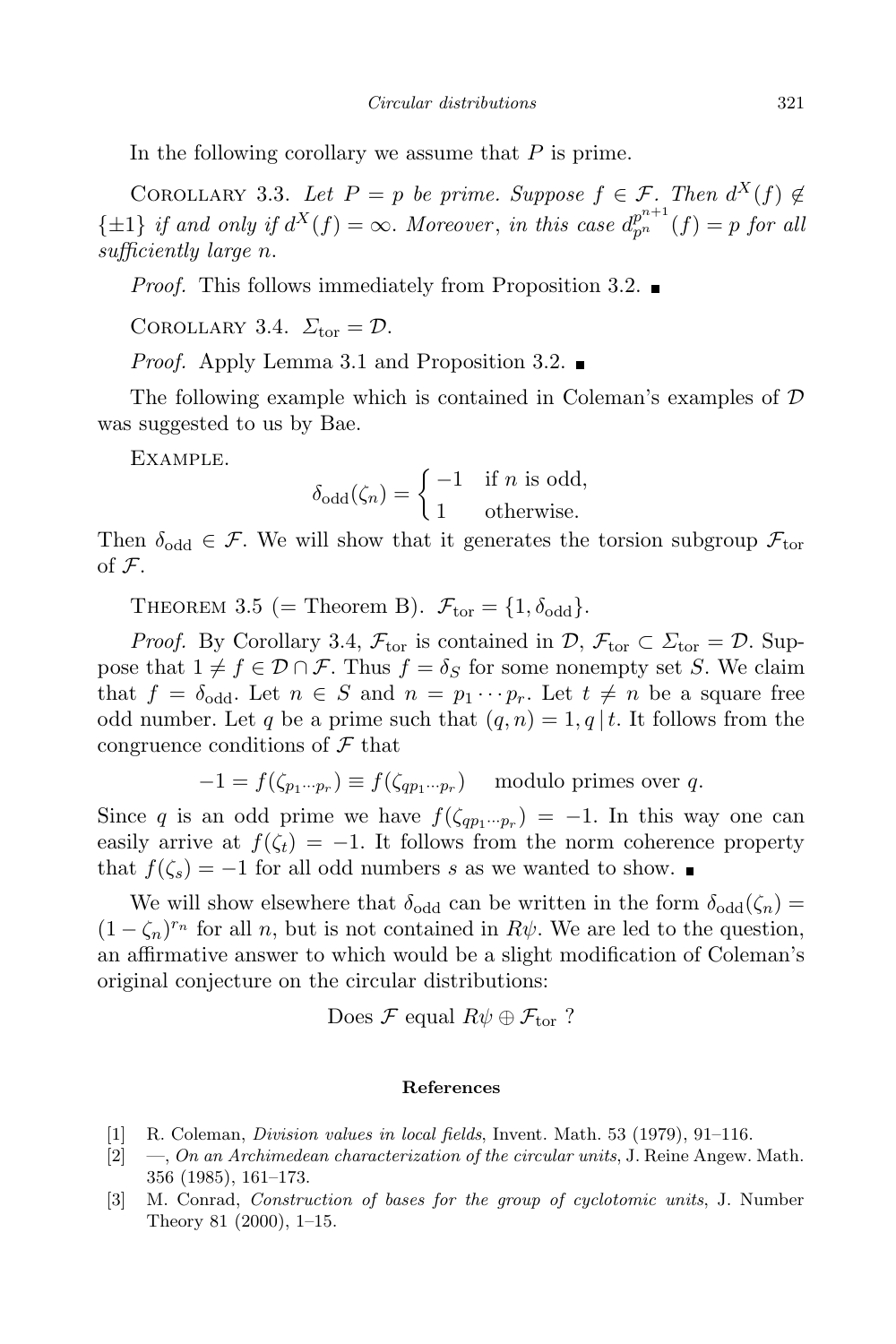In the following corollary we assume that $P$ is prime.

Corollary 3.3. *Let $P = p$ be prime. Suppose $f \in \mathcal{F}$. Then $d^X(f) \notin \{\pm 1\}$ if and only if $d^X(f) = \infty$. Moreover*, *in this case $d_{p^n}^{p^{n+1}}(f) = p$ for all sufficiently large $n$.*

*Proof.* This follows immediately from Proposition 3.2. ■

Corollary 3.4. $\Sigma_{\rm tor} = \mathcal{D}$.

*Proof.* Apply Lemma 3.1 and Proposition 3.2. ■

The following example which is contained in Coleman's examples of $\mathcal{D}$ was suggested to us by Bae.

Example.

$$\delta_{\rm odd}(\zeta_n) = \begin{cases} -1 & \text{if } n \text{ is odd,} \\ 1 & \text{otherwise.} \end{cases}$$

Then $\delta_{\rm odd} \in \mathcal{F}$. We will show that it generates the torsion subgroup $\mathcal{F}_{\rm tor}$ of $\mathcal{F}$.

Theorem 3.5 (= Theorem B). $\mathcal{F}_{\rm tor} = \{1, \delta_{\rm odd}\}$.

*Proof.* By Corollary 3.4, $\mathcal{F}_{\rm tor}$ is contained in $\mathcal{D}$, $\mathcal{F}_{\rm tor} \subset \Sigma_{\rm tor} = \mathcal{D}$. Suppose that $1 \neq f \in \mathcal{D} \cap \mathcal{F}$. Thus $f = \delta_S$ for some nonempty set $S$. We claim that $f = \delta_{\rm odd}$. Let $n \in S$ and $n = p_1 \cdots p_r$. Let $t \neq n$ be a square free odd number. Let $q$ be a prime such that $(q, n) = 1, q \,|\, t$. It follows from the congruence conditions of $\mathcal{F}$ that

$$-1 = f(\zeta_{p_1 \cdots p_r}) \equiv f(\zeta_{q p_1 \cdots p_r}) \quad \text{modulo primes over } q.$$

Since $q$ is an odd prime we have $f(\zeta_{q p_1 \cdots p_r}) = -1$. In this way one can easily arrive at $f(\zeta_t) = -1$. It follows from the norm coherence property that $f(\zeta_s) = -1$ for all odd numbers $s$ as we wanted to show. ■

We will show elsewhere that $\delta_{\rm odd}$ can be written in the form $\delta_{\rm odd}(\zeta_n) = (1 - \zeta_n)^{r_n}$ for all $n$, but is not contained in $R\psi$. We are led to the question, an affirmative answer to which would be a slight modification of Coleman's original conjecture on the circular distributions:

$$\text{Does } \mathcal{F} \text{ equal } R\psi \oplus \mathcal{F}_{\rm tor}\ ?$$

## References

[1] R. Coleman, *Division values in local fields*, Invent. Math. 53 (1979), 91–116.

[2] —, *On an Archimedean characterization of the circular units*, J. Reine Angew. Math. 356 (1985), 161–173.

[3] M. Conrad, *Construction of bases for the group of cyclotomic units*, J. Number Theory 81 (2000), 1–15.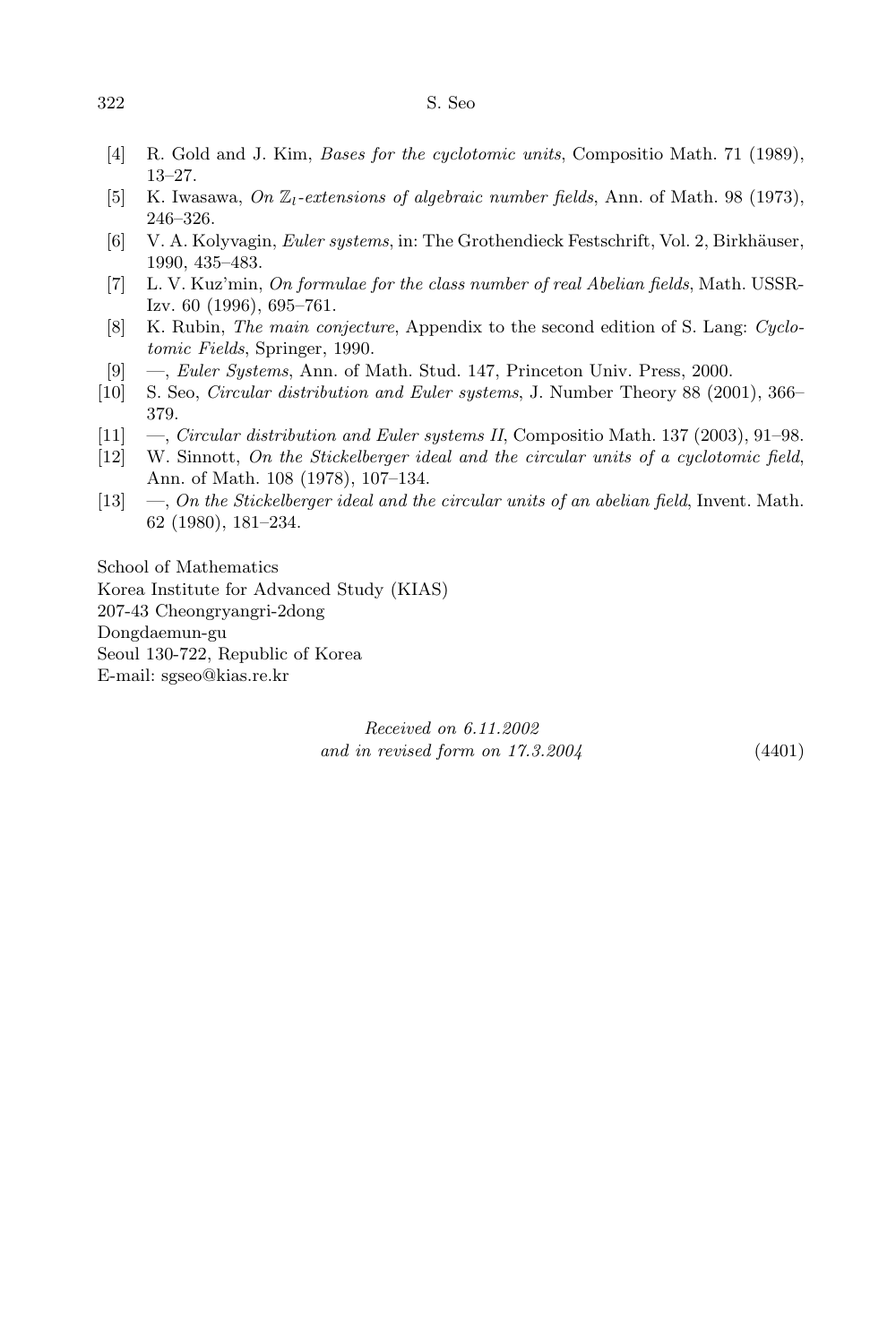[4] R. Gold and J. Kim, *Bases for the cyclotomic units*, Compositio Math. 71 (1989), 13–27.

[5] K. Iwasawa, *On $\mathbb{Z}_l$-extensions of algebraic number fields*, Ann. of Math. 98 (1973), 246–326.

[6] V. A. Kolyvagin, *Euler systems*, in: The Grothendieck Festschrift, Vol. 2, Birkhäuser, 1990, 435–483.

[7] L. V. Kuz'min, *On formulae for the class number of real Abelian fields*, Math. USSR-Izv. 60 (1996), 695–761.

[8] K. Rubin, *The main conjecture*, Appendix to the second edition of S. Lang: *Cyclotomic Fields*, Springer, 1990.

[9] —, *Euler Systems*, Ann. of Math. Stud. 147, Princeton Univ. Press, 2000.

[10] S. Seo, *Circular distribution and Euler systems*, J. Number Theory 88 (2001), 366–379.

[11] —, *Circular distribution and Euler systems II*, Compositio Math. 137 (2003), 91–98.

[12] W. Sinnott, *On the Stickelberger ideal and the circular units of a cyclotomic field*, Ann. of Math. 108 (1978), 107–134.

[13] —, *On the Stickelberger ideal and the circular units of an abelian field*, Invent. Math. 62 (1980), 181–234.

School of Mathematics
Korea Institute for Advanced Study (KIAS)
207-43 Cheongryangri-2dong
Dongdaemun-gu
Seoul 130-722, Republic of Korea
E-mail: sgseo@kias.re.kr

*Received on 6.11.2002*
*and in revised form on 17.3.2004* (4401)